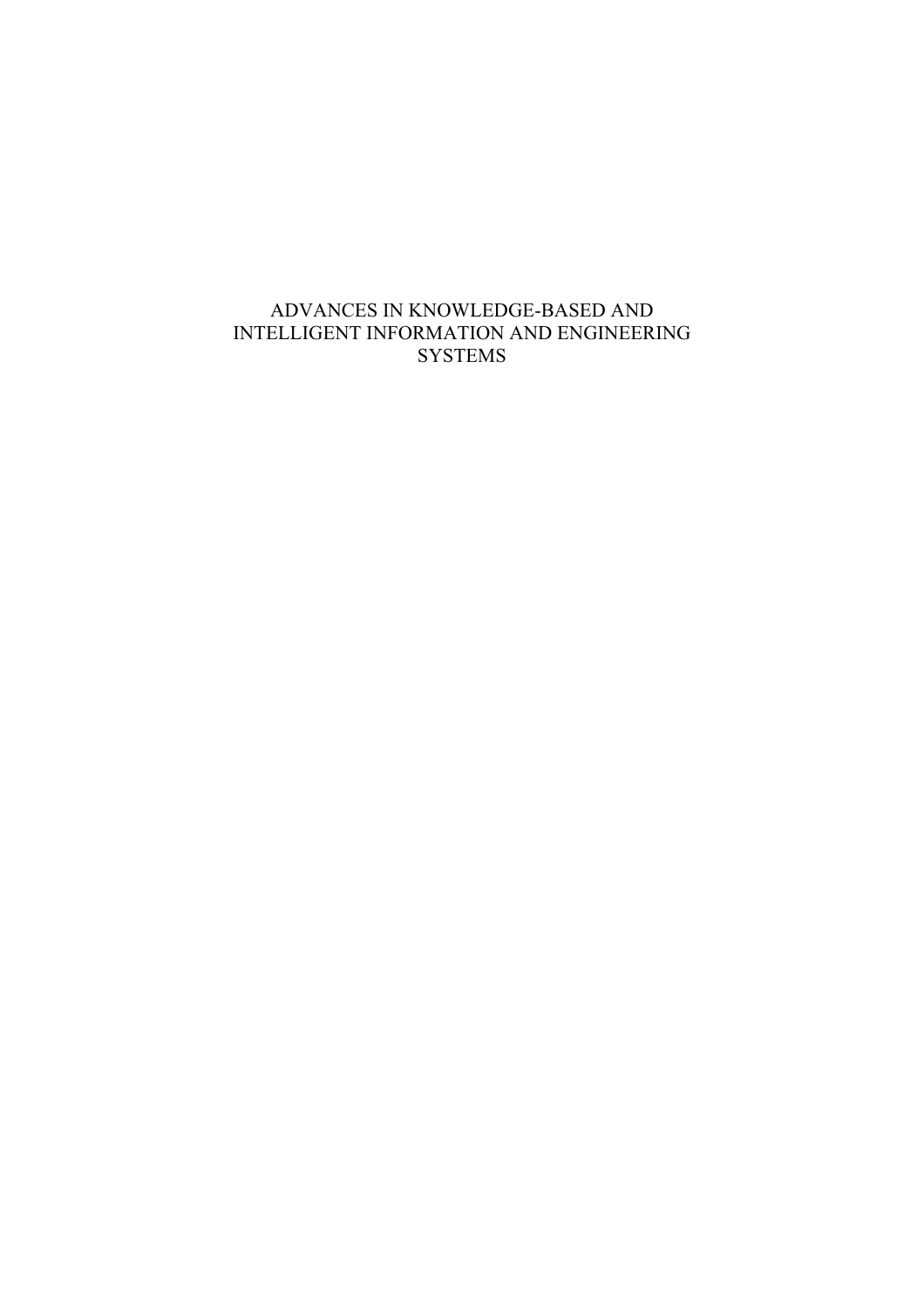# ADVANCES IN KNOWLEDGE-BASED AND INTELLIGENT INFORMATION AND ENGINEERING SYSTEMS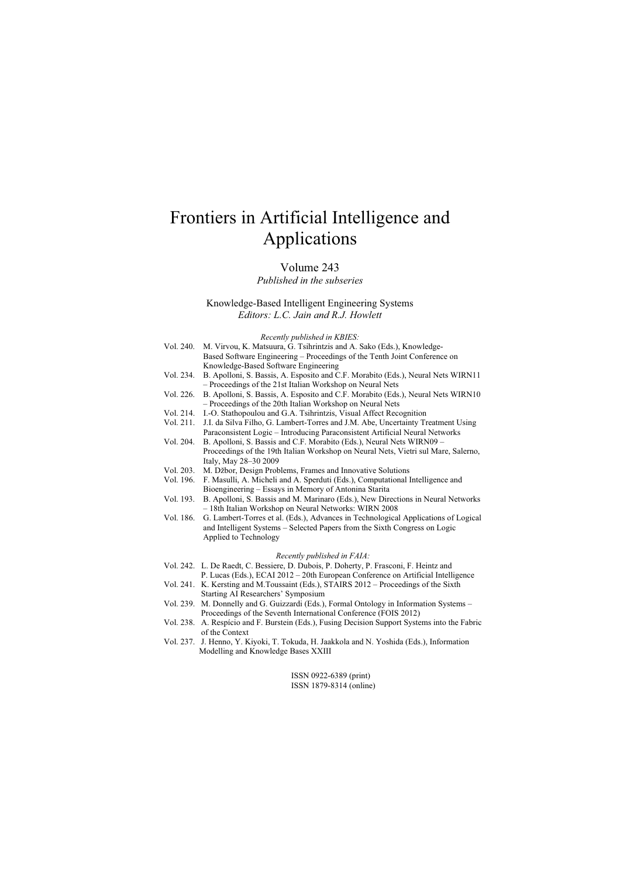# Frontiers in Artificial Intelligence and Applications

Volume 243

*Published in the subseries*

Knowledge-Based Intelligent Engineering Systems

*Editors: L.C. Jain and R.J. Howlett*

*Recently published in KBIES:*

Vol. 240. M. Virvou, K. Matsuura, G. Tsihrintzis and A. Sako (Eds.), Knowledge-Based Software Engineering – Proceedings of the Tenth Joint Conference on Knowledge-Based Software Engineering

Vol. 234. B. Apolloni, S. Bassis, A. Esposito and C.F. Morabito (Eds.), Neural Nets WIRN11 – Proceedings of the 21st Italian Workshop on Neural Nets

Vol. 226. B. Apolloni, S. Bassis, A. Esposito and C.F. Morabito (Eds.), Neural Nets WIRN10 – Proceedings of the 20th Italian Workshop on Neural Nets

Vol. 214. I.-O. Stathopoulou and G.A. Tsihrintzis, Visual Affect Recognition

Vol. 211. J.I. da Silva Filho, G. Lambert-Torres and J.M. Abe, Uncertainty Treatment Using Paraconsistent Logic – Introducing Paraconsistent Artificial Neural Networks

Vol. 204. B. Apolloni, S. Bassis and C.F. Morabito (Eds.), Neural Nets WIRN09 – Proceedings of the 19th Italian Workshop on Neural Nets, Vietri sul Mare, Salerno, Italy, May 28–30 2009

Vol. 203. M. Džbor, Design Problems, Frames and Innovative Solutions

Vol. 196. F. Masulli, A. Micheli and A. Sperduti (Eds.), Computational Intelligence and Bioengineering – Essays in Memory of Antonina Starita

Vol. 193. B. Apolloni, S. Bassis and M. Marinaro (Eds.), New Directions in Neural Networks – 18th Italian Workshop on Neural Networks: WIRN 2008

Vol. 186. G. Lambert-Torres et al. (Eds.), Advances in Technological Applications of Logical and Intelligent Systems – Selected Papers from the Sixth Congress on Logic Applied to Technology

*Recently published in FAIA:*

Vol. 242. L. De Raedt, C. Bessiere, D. Dubois, P. Doherty, P. Frasconi, F. Heintz and P. Lucas (Eds.), ECAI 2012 – 20th European Conference on Artificial Intelligence

Vol. 241. K. Kersting and M.Toussaint (Eds.), STAIRS 2012 – Proceedings of the Sixth Starting AI Researchers' Symposium

Vol. 239. M. Donnelly and G. Guizzardi (Eds.), Formal Ontology in Information Systems – Proceedings of the Seventh International Conference (FOIS 2012)

Vol. 238. A. Respício and F. Burstein (Eds.), Fusing Decision Support Systems into the Fabric of the Context

Vol. 237. J. Henno, Y. Kiyoki, T. Tokuda, H. Jaakkola and N. Yoshida (Eds.), Information Modelling and Knowledge Bases XXIII

ISSN 0922-6389 (print)
ISSN 1879-8314 (online)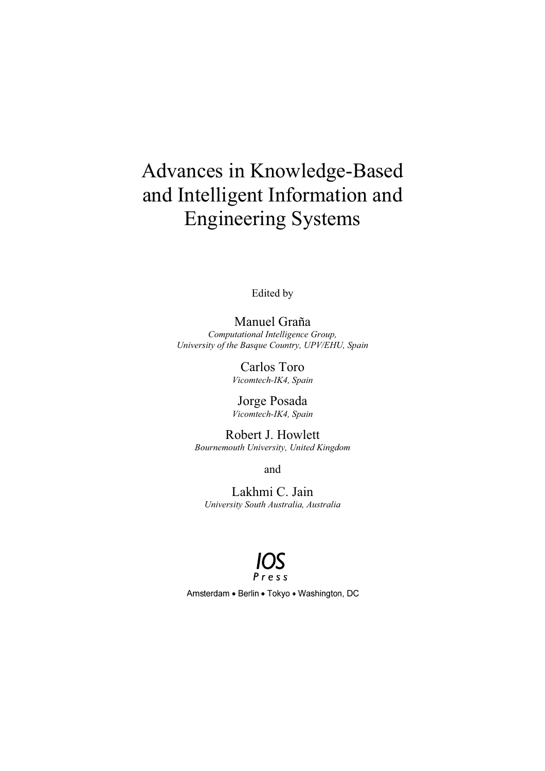# Advances in Knowledge-Based and Intelligent Information and Engineering Systems

Edited by

Manuel Graña
*Computational Intelligence Group,*
*University of the Basque Country, UPV/EHU, Spain*

Carlos Toro
*Vicomtech-IK4, Spain*

Jorge Posada
*Vicomtech-IK4, Spain*

Robert J. Howlett
*Bournemouth University, United Kingdom*

and

Lakhmi C. Jain
*University South Australia, Australia*

IOS Press

Amsterdam • Berlin • Tokyo • Washington, DC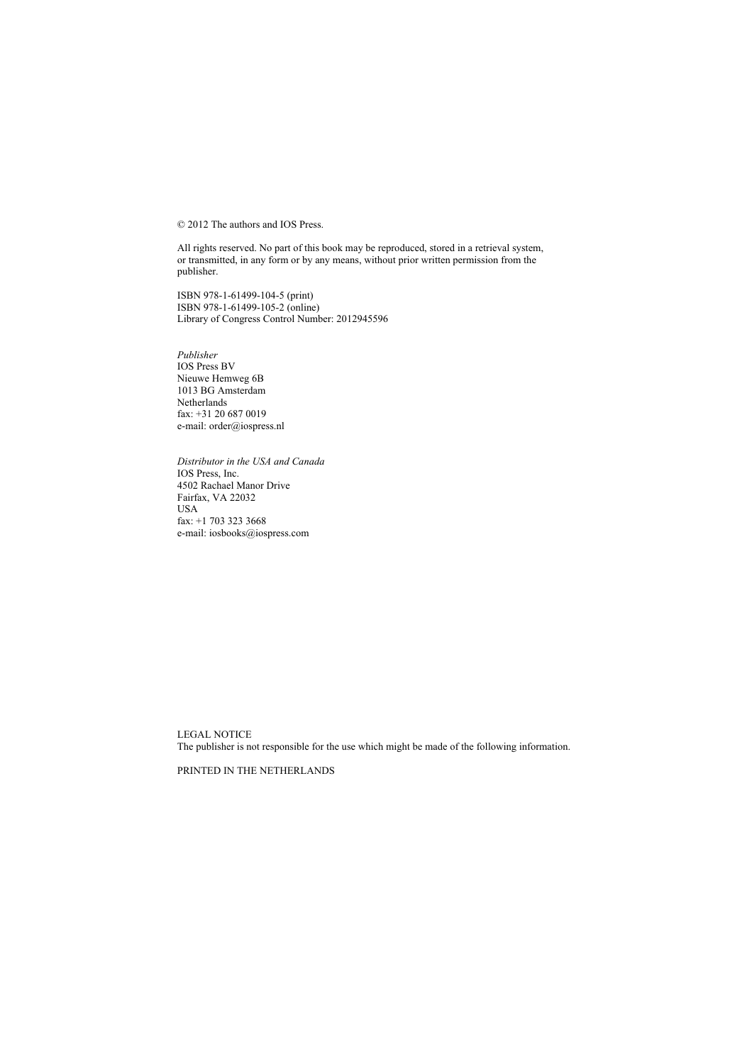© 2012 The authors and IOS Press.

All rights reserved. No part of this book may be reproduced, stored in a retrieval system, or transmitted, in any form or by any means, without prior written permission from the publisher.

ISBN 978-1-61499-104-5 (print)
ISBN 978-1-61499-105-2 (online)
Library of Congress Control Number: 2012945596

*Publisher*
IOS Press BV
Nieuwe Hemweg 6B
1013 BG Amsterdam
Netherlands
fax: +31 20 687 0019
e-mail: order@iospress.nl

*Distributor in the USA and Canada*
IOS Press, Inc.
4502 Rachael Manor Drive
Fairfax, VA 22032
USA
fax: +1 703 323 3668
e-mail: iosbooks@iospress.com

LEGAL NOTICE
The publisher is not responsible for the use which might be made of the following information.

PRINTED IN THE NETHERLANDS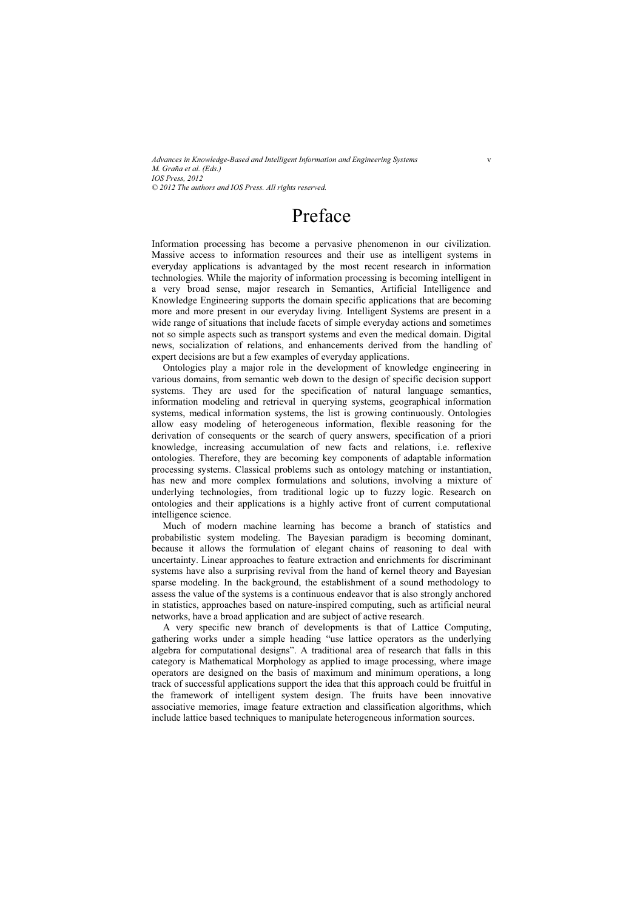# Preface

Information processing has become a pervasive phenomenon in our civilization. Massive access to information resources and their use as intelligent systems in everyday applications is advantaged by the most recent research in information technologies. While the majority of information processing is becoming intelligent in a very broad sense, major research in Semantics, Artificial Intelligence and Knowledge Engineering supports the domain specific applications that are becoming more and more present in our everyday living. Intelligent Systems are present in a wide range of situations that include facets of simple everyday actions and sometimes not so simple aspects such as transport systems and even the medical domain. Digital news, socialization of relations, and enhancements derived from the handling of expert decisions are but a few examples of everyday applications.

Ontologies play a major role in the development of knowledge engineering in various domains, from semantic web down to the design of specific decision support systems. They are used for the specification of natural language semantics, information modeling and retrieval in querying systems, geographical information systems, medical information systems, the list is growing continuously. Ontologies allow easy modeling of heterogeneous information, flexible reasoning for the derivation of consequents or the search of query answers, specification of a priori knowledge, increasing accumulation of new facts and relations, i.e. reflexive ontologies. Therefore, they are becoming key components of adaptable information processing systems. Classical problems such as ontology matching or instantiation, has new and more complex formulations and solutions, involving a mixture of underlying technologies, from traditional logic up to fuzzy logic. Research on ontologies and their applications is a highly active front of current computational intelligence science.

Much of modern machine learning has become a branch of statistics and probabilistic system modeling. The Bayesian paradigm is becoming dominant, because it allows the formulation of elegant chains of reasoning to deal with uncertainty. Linear approaches to feature extraction and enrichments for discriminant systems have also a surprising revival from the hand of kernel theory and Bayesian sparse modeling. In the background, the establishment of a sound methodology to assess the value of the systems is a continuous endeavor that is also strongly anchored in statistics, approaches based on nature-inspired computing, such as artificial neural networks, have a broad application and are subject of active research.

A very specific new branch of developments is that of Lattice Computing, gathering works under a simple heading "use lattice operators as the underlying algebra for computational designs". A traditional area of research that falls in this category is Mathematical Morphology as applied to image processing, where image operators are designed on the basis of maximum and minimum operations, a long track of successful applications support the idea that this approach could be fruitful in the framework of intelligent system design. The fruits have been innovative associative memories, image feature extraction and classification algorithms, which include lattice based techniques to manipulate heterogeneous information sources.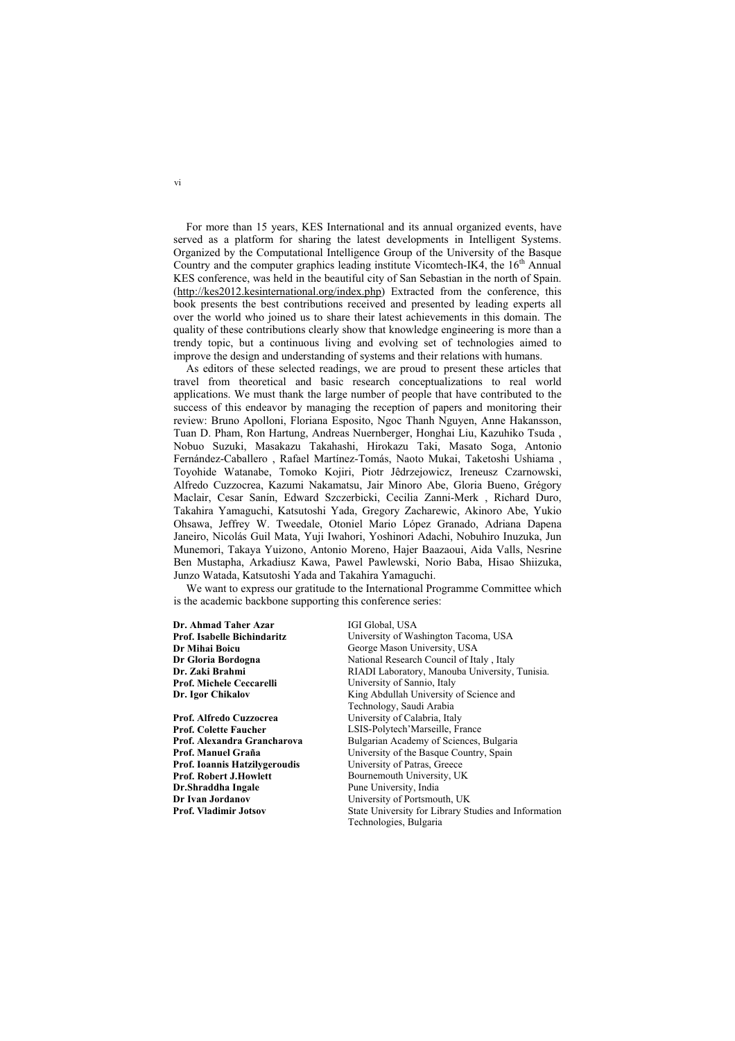For more than 15 years, KES International and its annual organized events, have served as a platform for sharing the latest developments in Intelligent Systems. Organized by the Computational Intelligence Group of the University of the Basque Country and the computer graphics leading institute Vicomtech-IK4, the 16th Annual KES conference, was held in the beautiful city of San Sebastian in the north of Spain. (http://kes2012.kesinternational.org/index.php) Extracted from the conference, this book presents the best contributions received and presented by leading experts all over the world who joined us to share their latest achievements in this domain. The quality of these contributions clearly show that knowledge engineering is more than a trendy topic, but a continuous living and evolving set of technologies aimed to improve the design and understanding of systems and their relations with humans.

As editors of these selected readings, we are proud to present these articles that travel from theoretical and basic research conceptualizations to real world applications. We must thank the large number of people that have contributed to the success of this endeavor by managing the reception of papers and monitoring their review: Bruno Apolloni, Floriana Esposito, Ngoc Thanh Nguyen, Anne Hakansson, Tuan D. Pham, Ron Hartung, Andreas Nuernberger, Honghai Liu, Kazuhiko Tsuda , Nobuo Suzuki, Masakazu Takahashi, Hirokazu Taki, Masato Soga, Antonio Fernández-Caballero , Rafael Martínez-Tomás, Naoto Mukai, Taketoshi Ushiama , Toyohide Watanabe, Tomoko Kojiri, Piotr Jêdrzejowicz, Ireneusz Czarnowski, Alfredo Cuzzocrea, Kazumi Nakamatsu, Jair Minoro Abe, Gloria Bueno, Grégory Maclair, Cesar Sanín, Edward Szczerbicki, Cecilia Zanni-Merk , Richard Duro, Takahira Yamaguchi, Katsutoshi Yada, Gregory Zacharewic, Akinoro Abe, Yukio Ohsawa, Jeffrey W. Tweedale, Otoniel Mario López Granado, Adriana Dapena Janeiro, Nicolás Guil Mata, Yuji Iwahori, Yoshinori Adachi, Nobuhiro Inuzuka, Jun Munemori, Takaya Yuizono, Antonio Moreno, Hajer Baazaoui, Aida Valls, Nesrine Ben Mustapha, Arkadiusz Kawa, Pawel Pawlewski, Norio Baba, Hisao Shiizuka, Junzo Watada, Katsutoshi Yada and Takahira Yamaguchi.

We want to express our gratitude to the International Programme Committee which is the academic backbone supporting this conference series:

| | |
|---|---|
| **Dr. Ahmad Taher Azar** | IGI Global, USA |
| **Prof. Isabelle Bichindaritz** | University of Washington Tacoma, USA |
| **Dr Mihai Boicu** | George Mason University, USA |
| **Dr Gloria Bordogna** | National Research Council of Italy , Italy |
| **Dr. Zaki Brahmi** | RIADI Laboratory, Manouba University, Tunisia. |
| **Prof. Michele Ceccarelli** | University of Sannio, Italy |
| **Dr. Igor Chikalov** | King Abdullah University of Science and Technology, Saudi Arabia |
| **Prof. Alfredo Cuzzocrea** | University of Calabria, Italy |
| **Prof. Colette Faucher** | LSIS-Polytech'Marseille, France |
| **Prof. Alexandra Grancharova** | Bulgarian Academy of Sciences, Bulgaria |
| **Prof. Manuel Graña** | University of the Basque Country, Spain |
| **Prof. Ioannis Hatzilygeroudis** | University of Patras, Greece |
| **Prof. Robert J.Howlett** | Bournemouth University, UK |
| **Dr.Shraddha Ingale** | Pune University, India |
| **Dr Ivan Jordanov** | University of Portsmouth, UK |
| **Prof. Vladimir Jotsov** | State University for Library Studies and Information Technologies, Bulgaria |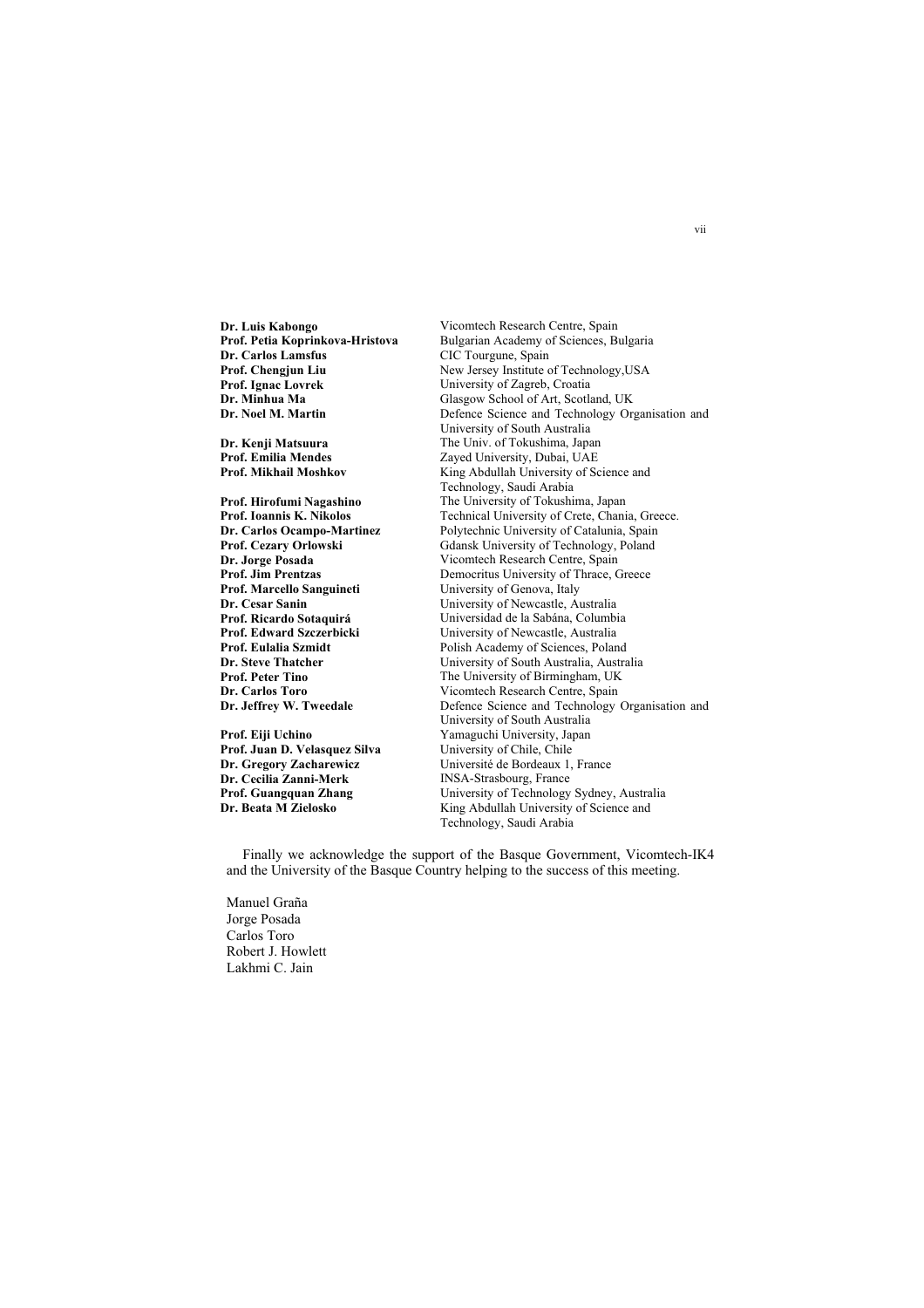| | |
|---|---|
| **Dr. Luis Kabongo** | Vicomtech Research Centre, Spain |
| **Prof. Petia Koprinkova-Hristova** | Bulgarian Academy of Sciences, Bulgaria |
| **Dr. Carlos Lamsfus** | CIC Tourgune, Spain |
| **Prof. Chengjun Liu** | New Jersey Institute of Technology,USA |
| **Prof. Ignac Lovrek** | University of Zagreb, Croatia |
| **Dr. Minhua Ma** | Glasgow School of Art, Scotland, UK |
| **Dr. Noel M. Martin** | Defence Science and Technology Organisation and University of South Australia |
| **Dr. Kenji Matsuura** | The Univ. of Tokushima, Japan |
| **Prof. Emilia Mendes** | Zayed University, Dubai, UAE |
| **Prof. Mikhail Moshkov** | King Abdullah University of Science and Technology, Saudi Arabia |
| **Prof. Hirofumi Nagashino** | The University of Tokushima, Japan |
| **Prof. Ioannis K. Nikolos** | Technical University of Crete, Chania, Greece. |
| **Dr. Carlos Ocampo-Martinez** | Polytechnic University of Catalunia, Spain |
| **Prof. Cezary Orlowski** | Gdansk University of Technology, Poland |
| **Dr. Jorge Posada** | Vicomtech Research Centre, Spain |
| **Prof. Jim Prentzas** | Democritus University of Thrace, Greece |
| **Prof. Marcello Sanguineti** | University of Genova, Italy |
| **Dr. Cesar Sanin** | University of Newcastle, Australia |
| **Prof. Ricardo Sotaquirá** | Universidad de la Sabána, Columbia |
| **Prof. Edward Szczerbicki** | University of Newcastle, Australia |
| **Prof. Eulalia Szmidt** | Polish Academy of Sciences, Poland |
| **Dr. Steve Thatcher** | University of South Australia, Australia |
| **Prof. Peter Tino** | The University of Birmingham, UK |
| **Dr. Carlos Toro** | Vicomtech Research Centre, Spain |
| **Dr. Jeffrey W. Tweedale** | Defence Science and Technology Organisation and University of South Australia |
| **Prof. Eiji Uchino** | Yamaguchi University, Japan |
| **Prof. Juan D. Velasquez Silva** | University of Chile, Chile |
| **Dr. Gregory Zacharewicz** | Université de Bordeaux 1, France |
| **Dr. Cecilia Zanni-Merk** | INSA-Strasbourg, France |
| **Prof. Guangquan Zhang** | University of Technology Sydney, Australia |
| **Dr. Beata M Zielosko** | King Abdullah University of Science and Technology, Saudi Arabia |

Finally we acknowledge the support of the Basque Government, Vicomtech-IK4 and the University of the Basque Country helping to the success of this meeting.

Manuel Graña
Jorge Posada
Carlos Toro
Robert J. Howlett
Lakhmi C. Jain